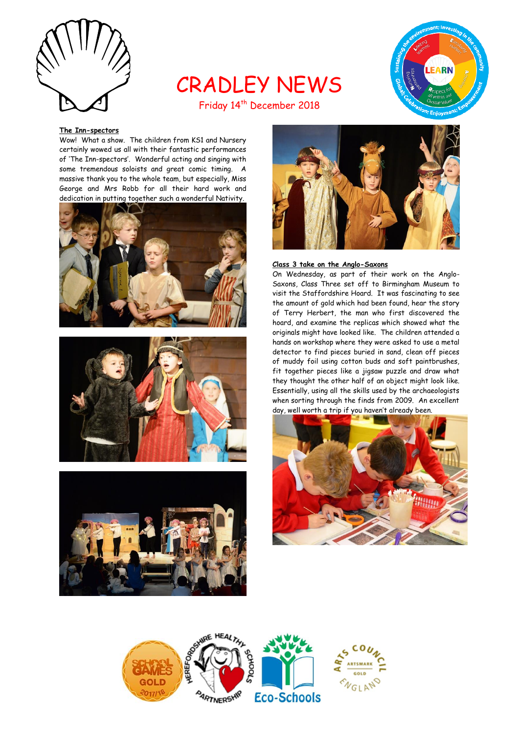# CRADLEY NEWS

Friday 14th December 2018

### The Inn-spectors

Wow! What a show. The children from KS1 and Nursery certainly wowed us all with their fantastic performances of 'The Inn-spectors'. Wonderful acting and singing with some tremendous soloists and great comic timing. A massive thank you to the whole team, but especially, Miss George and Mrs Robb for all their hard work and dedication in putting together such a wonderful Nativity.

### Class 3 take on the Anglo-Saxons

On Wednesday, as part of their work on the Anglo-Saxons, Class Three set off to Birmingham Museum to visit the Staffordshire Hoard. It was fascinating to see the amount of gold which had been found, hear the story of Terry Herbert, the man who first discovered the hoard, and examine the replicas which showed what the originals might have looked like. The children attended a hands on workshop where they were asked to use a metal detector to find pieces buried in sand, clean off pieces of muddy foil using cotton buds and soft paintbrushes, fit together pieces like a jigsaw puzzle and draw what they thought the other half of an object might look like. Essentially, using all the skills used by the archaeologists when sorting through the finds from 2009. An excellent day, well worth a trip if you haven't already been.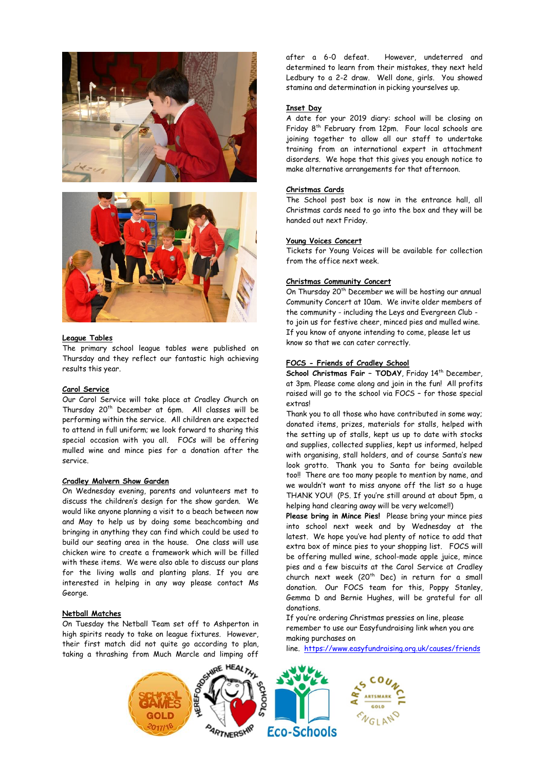## League Tables

The primary school league tables were published on Thursday and they reflect our fantastic high achieving results this year.

## Carol Service

Our Carol Service will take place at Cradley Church on Thursday 20th December at 6pm. All classes will be performing within the service. All children are expected to attend in full uniform; we look forward to sharing this special occasion with you all. FOCs will be offering mulled wine and mince pies for a donation after the service.

## Cradley Malvern Show Garden

On Wednesday evening, parents and volunteers met to discuss the children's design for the show garden. We would like anyone planning a visit to a beach between now and May to help us by doing some beachcombing and bringing in anything they can find which could be used to build our seating area in the house. One class will use chicken wire to create a framework which will be filled with these items. We were also able to discuss our plans for the living walls and planting plans. If you are interested in helping in any way please contact Ms George.

## Netball Matches

On Tuesday the Netball Team set off to Ashperton in high spirits ready to take on league fixtures. However, their first match did not quite go according to plan, taking a thrashing from Much Marcle and limping off after a 6-0 defeat. However, undeterred and determined to learn from their mistakes, they next held Ledbury to a 2-2 draw. Well done, girls. You showed stamina and determination in picking yourselves up.

## Inset Day

A date for your 2019 diary: school will be closing on Friday 8th February from 12pm. Four local schools are joining together to allow all our staff to undertake training from an international expert in attachment disorders. We hope that this gives you enough notice to make alternative arrangements for that afternoon.

## Christmas Cards

The School post box is now in the entrance hall, all Christmas cards need to go into the box and they will be handed out next Friday.

## Young Voices Concert

Tickets for Young Voices will be available for collection from the office next week.

## Christmas Community Concert

On Thursday 20th December we will be hosting our annual Community Concert at 10am. We invite older members of the community - including the Leys and Evergreen Club - to join us for festive cheer, minced pies and mulled wine. If you know of anyone intending to come, please let us know so that we can cater correctly.

## FOCS - Friends of Cradley School

**School Christmas Fair – TODAY**, Friday 14th December, at 3pm. Please come along and join in the fun! All profits raised will go to the school via FOCS – for those special extras!

Thank you to all those who have contributed in some way; donated items, prizes, materials for stalls, helped with the setting up of stalls, kept us up to date with stocks and supplies, collected supplies, kept us informed, helped with organising, stall holders, and of course Santa's new look grotto. Thank you to Santa for being available too!! There are too many people to mention by name, and we wouldn't want to miss anyone off the list so a huge THANK YOU! (PS. If you're still around at about 5pm, a helping hand clearing away will be very welcome!!)

**Please bring in Mince Pies!** Please bring your mince pies into school next week and by Wednesday at the latest. We hope you've had plenty of notice to add that extra box of mince pies to your shopping list. FOCS will be offering mulled wine, school-made apple juice, mince pies and a few biscuits at the Carol Service at Cradley church next week (20th Dec) in return for a small donation. Our FOCS team for this, Poppy Stanley, Gemma D and Bernie Hughes, will be grateful for all donations.

If you're ordering Christmas pressies on line, please remember to use our Easyfundraising link when you are making purchases on line. https://www.easyfundraising.org.uk/causes/friends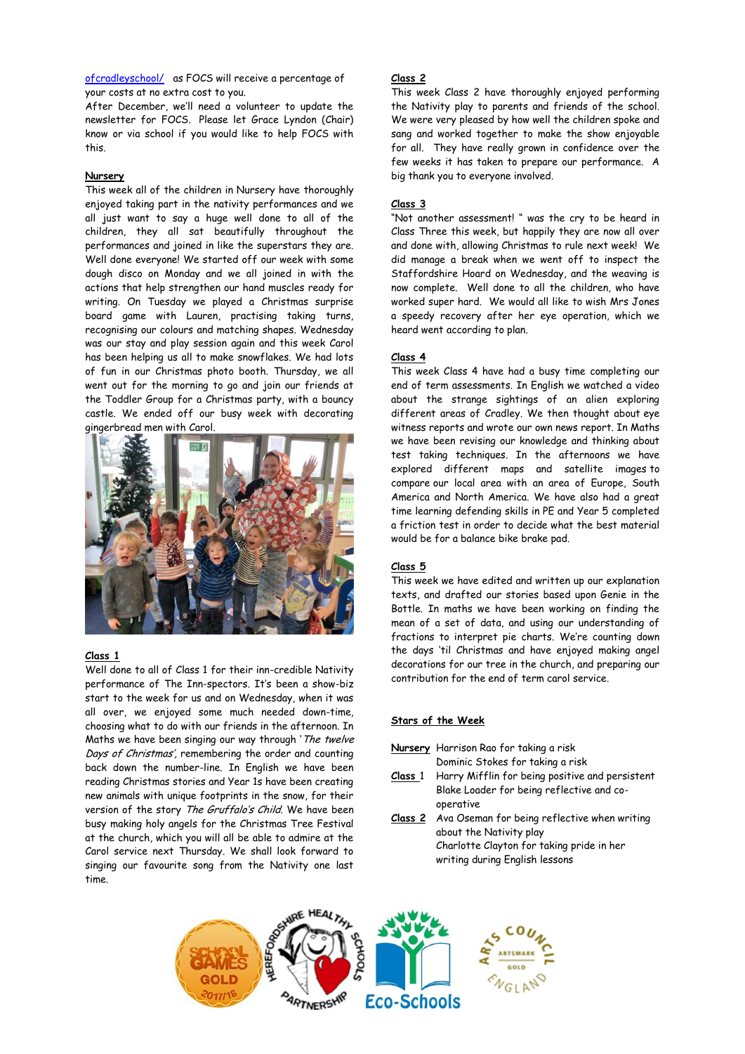ofcradleyschool/ as FOCS will receive a percentage of your costs at no extra cost to you.

After December, we'll need a volunteer to update the newsletter for FOCS. Please let Grace Lyndon (Chair) know or via school if you would like to help FOCS with this.

## Nursery

This week all of the children in Nursery have thoroughly enjoyed taking part in the nativity performances and we all just want to say a huge well done to all of the children, they all sat beautifully throughout the performances and joined in like the superstars they are. Well done everyone! We started off our week with some dough disco on Monday and we all joined in with the actions that help strengthen our hand muscles ready for writing. On Tuesday we played a Christmas surprise board game with Lauren, practising taking turns, recognising our colours and matching shapes. Wednesday was our stay and play session again and this week Carol has been helping us all to make snowflakes. We had lots of fun in our Christmas photo booth. Thursday, we all went out for the morning to go and join our friends at the Toddler Group for a Christmas party, with a bouncy castle. We ended off our busy week with decorating gingerbread men with Carol.

## Class 1

Well done to all of Class 1 for their inn-credible Nativity performance of The Inn-spectors. It's been a show-biz start to the week for us and on Wednesday, when it was all over, we enjoyed some much needed down-time, choosing what to do with our friends in the afternoon. In Maths we have been singing our way through '*The twelve Days of Christmas*', remembering the order and counting back down the number-line. In English we have been reading Christmas stories and Year 1s have been creating new animals with unique footprints in the snow, for their version of the story *The Gruffalo's Child*. We have been busy making holy angels for the Christmas Tree Festival at the church, which you will all be able to admire at the Carol service next Thursday. We shall look forward to singing our favourite song from the Nativity one last time.

## Class 2

This week Class 2 have thoroughly enjoyed performing the Nativity play to parents and friends of the school. We were very pleased by how well the children spoke and sang and worked together to make the show enjoyable for all. They have really grown in confidence over the few weeks it has taken to prepare our performance. A big thank you to everyone involved.

## Class 3

"Not another assessment! " was the cry to be heard in Class Three this week, but happily they are now all over and done with, allowing Christmas to rule next week! We did manage a break when we went off to inspect the Staffordshire Hoard on Wednesday, and the weaving is now complete. Well done to all the children, who have worked super hard. We would all like to wish Mrs Jones a speedy recovery after her eye operation, which we heard went according to plan.

## Class 4

This week Class 4 have had a busy time completing our end of term assessments. In English we watched a video about the strange sightings of an alien exploring different areas of Cradley. We then thought about eye witness reports and wrote our own news report. In Maths we have been revising our knowledge and thinking about test taking techniques. In the afternoons we have explored different maps and satellite images to compare our local area with an area of Europe, South America and North America. We have also had a great time learning defending skills in PE and Year 5 completed a friction test in order to decide what the best material would be for a balance bike brake pad.

## Class 5

This week we have edited and written up our explanation texts, and drafted our stories based upon Genie in the Bottle. In maths we have been working on finding the mean of a set of data, and using our understanding of fractions to interpret pie charts. We're counting down the days 'til Christmas and have enjoyed making angel decorations for our tree in the church, and preparing our contribution for the end of term carol service.

## Stars of the Week

**Nursery** Harrison Rao for taking a risk
Dominic Stokes for taking a risk

**Class 1** Harry Mifflin for being positive and persistent
Blake Loader for being reflective and co-operative

**Class 2** Ava Oseman for being reflective when writing about the Nativity play
Charlotte Clayton for taking pride in her writing during English lessons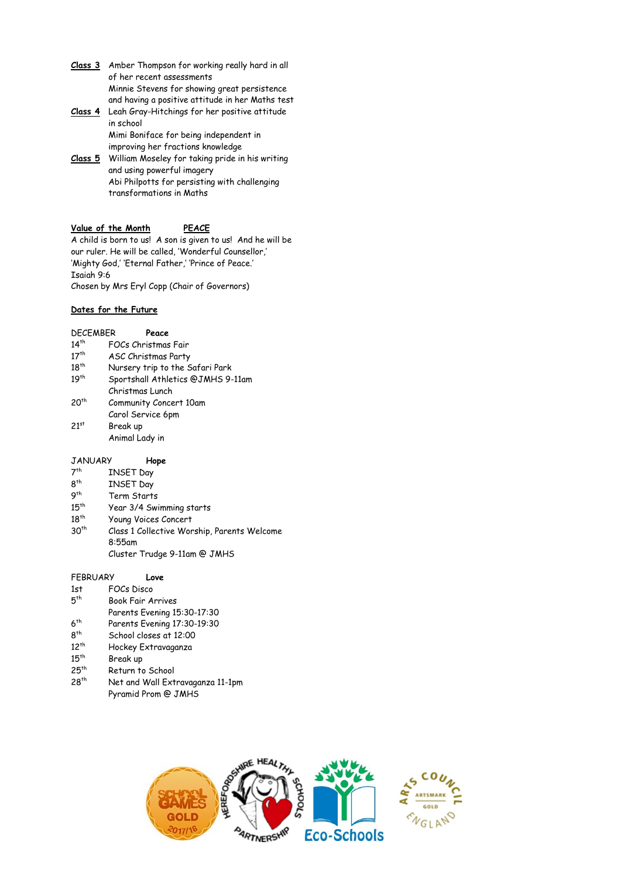**Class 3** Amber Thompson for working really hard in all of her recent assessments
Minnie Stevens for showing great persistence and having a positive attitude in her Maths test

**Class 4** Leah Gray-Hitchings for her positive attitude in school
Mimi Boniface for being independent in improving her fractions knowledge

**Class 5** William Moseley for taking pride in his writing and using powerful imagery
Abi Philpotts for persisting with challenging transformations in Maths

**Value of the Month** **PEACE**

A child is born to us! A son is given to us! And he will be our ruler. He will be called, 'Wonderful Counsellor,' 'Mighty God,' 'Eternal Father,' 'Prince of Peace.'
Isaiah 9:6
Chosen by Mrs Eryl Copp (Chair of Governors)

**Dates for the Future**

DECEMBER **Peace**

| | |
|---|---|
| 14th | FOCs Christmas Fair |
| 17th | ASC Christmas Party |
| 18th | Nursery trip to the Safari Park |
| 19th | Sportshall Athletics @JMHS 9-11am<br>Christmas Lunch |
| 20th | Community Concert 10am<br>Carol Service 6pm |
| 21st | Break up<br>Animal Lady in |

JANUARY **Hope**

| | |
|---|---|
| 7th | INSET Day |
| 8th | INSET Day |
| 9th | Term Starts |
| 15th | Year 3/4 Swimming starts |
| 18th | Young Voices Concert |
| 30th | Class 1 Collective Worship, Parents Welcome 8:55am<br>Cluster Trudge 9-11am @ JMHS |

FEBRUARY **Love**

| | |
|---|---|
| 1st | FOCs Disco |
| 5th | Book Fair Arrives<br>Parents Evening 15:30-17:30 |
| 6th | Parents Evening 17:30-19:30 |
| 8th | School closes at 12:00 |
| 12th | Hockey Extravaganza |
| 15th | Break up |
| 25th | Return to School |
| 28th | Net and Wall Extravaganza 11-1pm<br>Pyramid Prom @ JMHS |